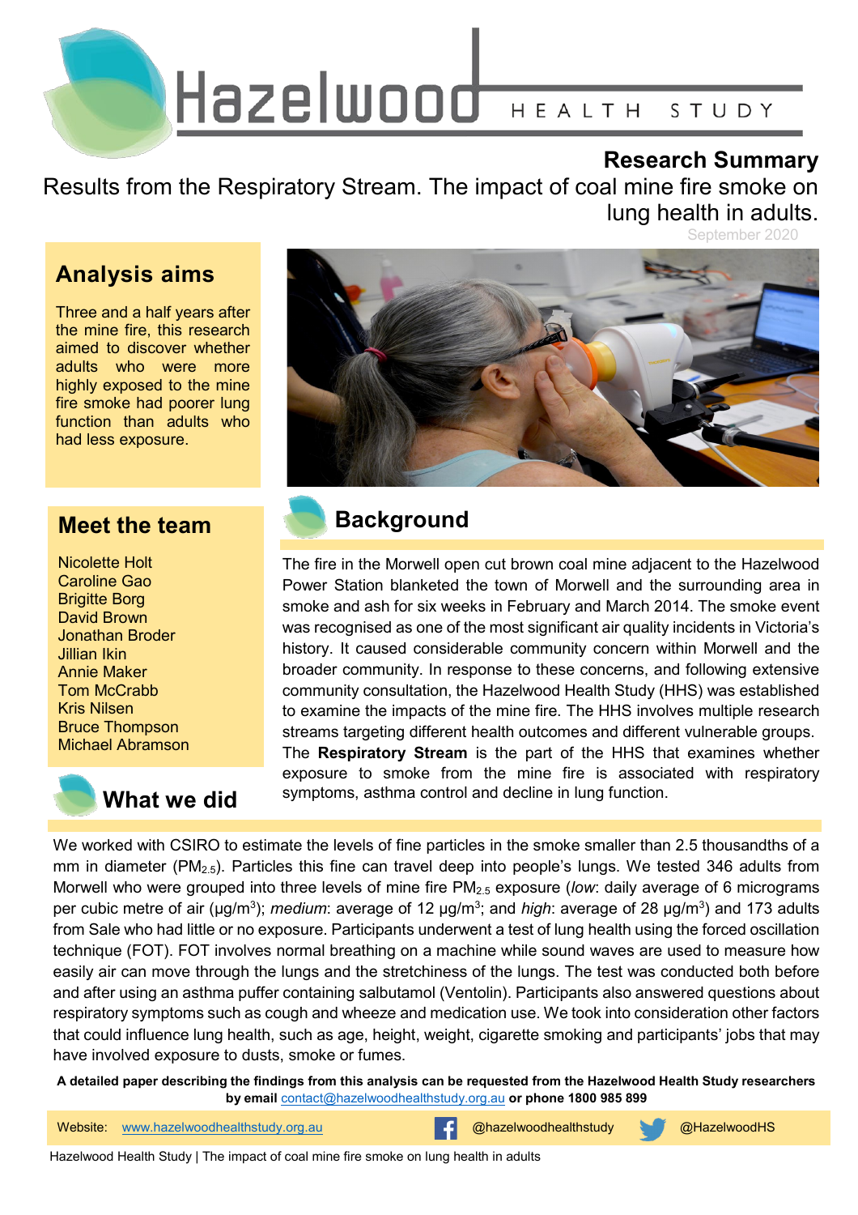# Hazelwood HEALTH STUDY

## Research Summary

Results from the Respiratory Stream. The impact of coal mine fire smoke on lung health in adults.

September 2020

## Analysis aims

Three and a half years after the mine fire, this research aimed to discover whether adults who were more highly exposed to the mine fire smoke had poorer lung function than adults who had less exposure.

## Meet the team

Nicolette Holt
Caroline Gao
Brigitte Borg
David Brown
Jonathan Broder
Jillian Ikin
Annie Maker
Tom McCrabb
Kris Nilsen
Bruce Thompson
Michael Abramson

## Background

The fire in the Morwell open cut brown coal mine adjacent to the Hazelwood Power Station blanketed the town of Morwell and the surrounding area in smoke and ash for six weeks in February and March 2014. The smoke event was recognised as one of the most significant air quality incidents in Victoria's history. It caused considerable community concern within Morwell and the broader community. In response to these concerns, and following extensive community consultation, the Hazelwood Health Study (HHS) was established to examine the impacts of the mine fire. The HHS involves multiple research streams targeting different health outcomes and different vulnerable groups. The **Respiratory Stream** is the part of the HHS that examines whether exposure to smoke from the mine fire is associated with respiratory symptoms, asthma control and decline in lung function.

## What we did

We worked with CSIRO to estimate the levels of fine particles in the smoke smaller than 2.5 thousandths of a mm in diameter ($PM_{2.5}$). Particles this fine can travel deep into people's lungs. We tested 346 adults from Morwell who were grouped into three levels of mine fire $PM_{2.5}$ exposure (*low*: daily average of 6 micrograms per cubic metre of air (µg/m$^3$); *medium*: average of 12 µg/m$^3$; and *high*: average of 28 µg/m$^3$) and 173 adults from Sale who had little or no exposure. Participants underwent a test of lung health using the forced oscillation technique (FOT). FOT involves normal breathing on a machine while sound waves are used to measure how easily air can move through the lungs and the stretchiness of the lungs. The test was conducted both before and after using an asthma puffer containing salbutamol (Ventolin). Participants also answered questions about respiratory symptoms such as cough and wheeze and medication use. We took into consideration other factors that could influence lung health, such as age, height, weight, cigarette smoking and participants' jobs that may have involved exposure to dusts, smoke or fumes.

**A detailed paper describing the findings from this analysis can be requested from the Hazelwood Health Study researchers by email contact@hazelwoodhealthstudy.org.au or phone 1800 985 899**

Website: www.hazelwoodhealthstudy.org.au | @hazelwoodhealthstudy | @HazelwoodHS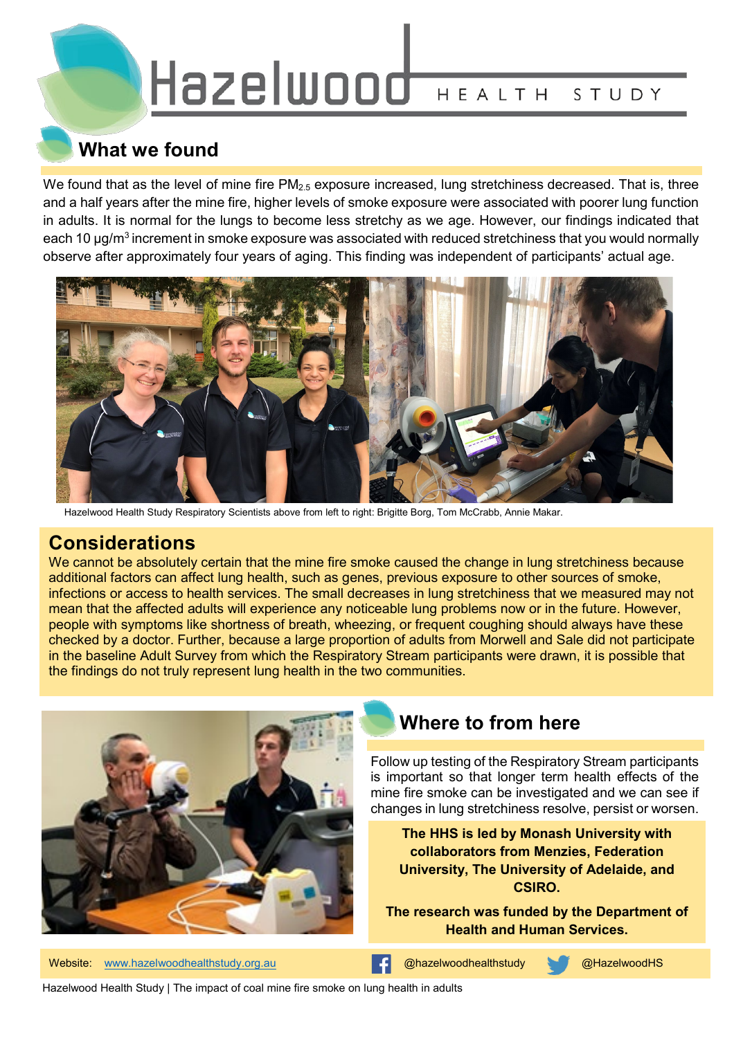# Hazelwood HEALTH STUDY

## What we found

We found that as the level of mine fire $PM_{2.5}$ exposure increased, lung stretchiness decreased. That is, three and a half years after the mine fire, higher levels of smoke exposure were associated with poorer lung function in adults. It is normal for the lungs to become less stretchy as we age. However, our findings indicated that each 10 $\mu g/m^3$ increment in smoke exposure was associated with reduced stretchiness that you would normally observe after approximately four years of aging. This finding was independent of participants' actual age.

Hazelwood Health Study Respiratory Scientists above from left to right: Brigitte Borg, Tom McCrabb, Annie Makar.

## Considerations

We cannot be absolutely certain that the mine fire smoke caused the change in lung stretchiness because additional factors can affect lung health, such as genes, previous exposure to other sources of smoke, infections or access to health services. The small decreases in lung stretchiness that we measured may not mean that the affected adults will experience any noticeable lung problems now or in the future. However, people with symptoms like shortness of breath, wheezing, or frequent coughing should always have these checked by a doctor. Further, because a large proportion of adults from Morwell and Sale did not participate in the baseline Adult Survey from which the Respiratory Stream participants were drawn, it is possible that the findings do not truly represent lung health in the two communities.

## Where to from here

Follow up testing of the Respiratory Stream participants is important so that longer term health effects of the mine fire smoke can be investigated and we can see if changes in lung stretchiness resolve, persist or worsen.

**The HHS is led by Monash University with collaborators from Menzies, Federation University, The University of Adelaide, and CSIRO.**

**The research was funded by the Department of Health and Human Services.**

Website: www.hazelwoodhealthstudy.org.au @hazelwoodhealthstudy @HazelwoodHS